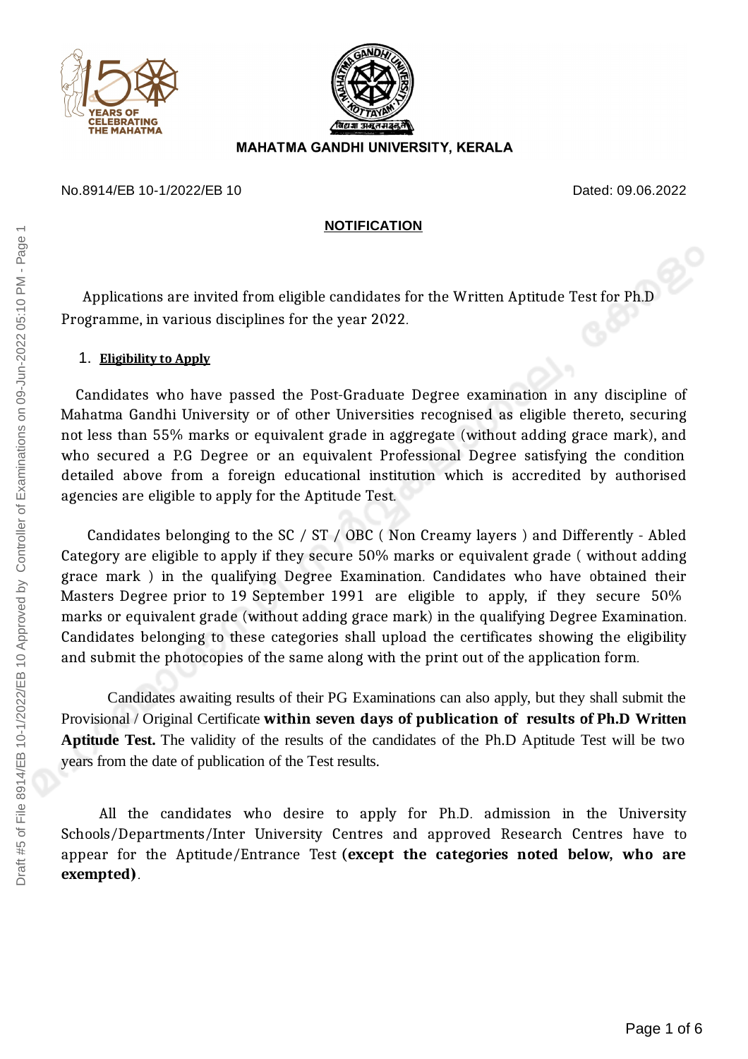MAHATMA GANDHI UNIVERSITY, KERALA

No.8914/EB 10-1/2022/EB 10 Dated: 09.06.2022

**NOTIFICATION**

Applications are invited from eligible candidates for the Written Aptitude Test for Ph.D Programme, in various disciplines for the year 2022.

1. **Eligibility to Apply**

Candidates who have passed the Post-Graduate Degree examination in any discipline of Mahatma Gandhi University or of other Universities recognised as eligible thereto, securing not less than 55% marks or equivalent grade in aggregate (without adding grace mark), and who secured a P.G Degree or an equivalent Professional Degree satisfying the condition detailed above from a foreign educational institution which is accredited by authorised agencies are eligible to apply for the Aptitude Test.

Candidates belonging to the SC / ST / OBC ( Non Creamy layers ) and Differently - Abled Category are eligible to apply if they secure 50% marks or equivalent grade ( without adding grace mark ) in the qualifying Degree Examination. Candidates who have obtained their Masters Degree prior to 19 September 1991 are eligible to apply, if they secure 50% marks or equivalent grade (without adding grace mark) in the qualifying Degree Examination. Candidates belonging to these categories shall upload the certificates showing the eligibility and submit the photocopies of the same along with the print out of the application form.

Candidates awaiting results of their PG Examinations can also apply, but they shall submit the Provisional / Original Certificate **within seven days of publication of results of Ph.D Written Aptitude Test.** The validity of the results of the candidates of the Ph.D Aptitude Test will be two years from the date of publication of the Test results.

All the candidates who desire to apply for Ph.D. admission in the University Schools/Departments/Inter University Centres and approved Research Centres have to appear for the Aptitude/Entrance Test **(except the categories noted below, who are exempted)**.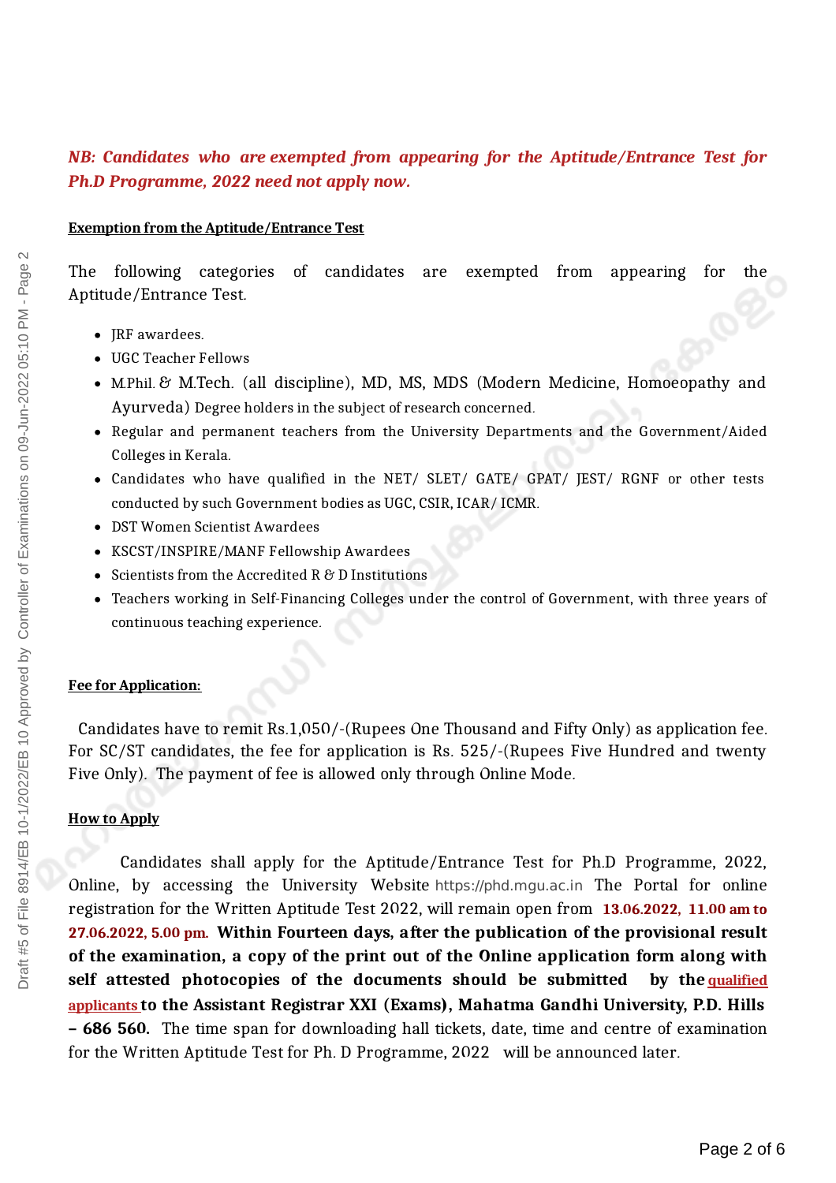***NB: Candidates who are exempted from appearing for the Aptitude/Entrance Test for Ph.D Programme, 2022 need not apply now.***

**Exemption from the Aptitude/Entrance Test**

The following categories of candidates are exempted from appearing for the Aptitude/Entrance Test.

- JRF awardees.
- UGC Teacher Fellows
- M.Phil. & M.Tech. (all discipline), MD, MS, MDS (Modern Medicine, Homoeopathy and Ayurveda) Degree holders in the subject of research concerned.
- Regular and permanent teachers from the University Departments and the Government/Aided Colleges in Kerala.
- Candidates who have qualified in the NET/ SLET/ GATE/ GPAT/ JEST/ RGNF or other tests conducted by such Government bodies as UGC, CSIR, ICAR/ ICMR.
- DST Women Scientist Awardees
- KSCST/INSPIRE/MANF Fellowship Awardees
- Scientists from the Accredited R & D Institutions
- Teachers working in Self-Financing Colleges under the control of Government, with three years of continuous teaching experience.

**Fee for Application:**

Candidates have to remit Rs.1,050/-(Rupees One Thousand and Fifty Only) as application fee. For SC/ST candidates, the fee for application is Rs. 525/-(Rupees Five Hundred and twenty Five Only). The payment of fee is allowed only through Online Mode.

**How to Apply**

Candidates shall apply for the Aptitude/Entrance Test for Ph.D Programme, 2022, Online, by accessing the University Website https://phd.mgu.ac.in The Portal for online registration for the Written Aptitude Test 2022, will remain open from **13.06.2022, 11.00 am to 27.06.2022, 5.00 pm.** **Within Fourteen days, after the publication of the provisional result of the examination, a copy of the print out of the Online application form along with self attested photocopies of the documents should be submitted by the qualified applicants to the Assistant Registrar XXI (Exams), Mahatma Gandhi University, P.D. Hills – 686 560.** The time span for downloading hall tickets, date, time and centre of examination for the Written Aptitude Test for Ph. D Programme, 2022 will be announced later.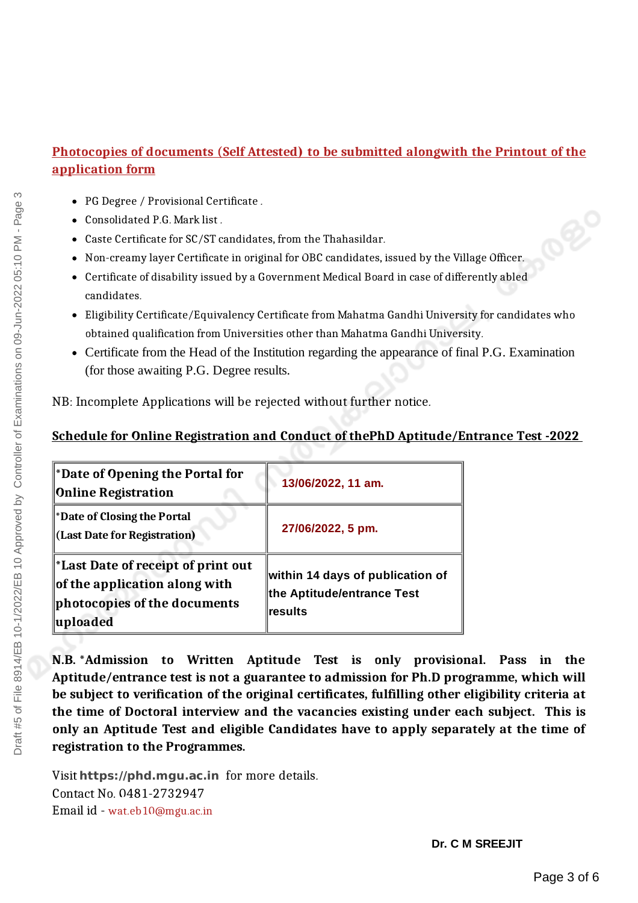**Photocopies of documents (Self Attested) to be submitted alongwith the Printout of the application form**

- PG Degree / Provisional Certificate .
- Consolidated P.G. Mark list .
- Caste Certificate for SC/ST candidates, from the Thahasildar.
- Non-creamy layer Certificate in original for OBC candidates, issued by the Village Officer.
- Certificate of disability issued by a Government Medical Board in case of differently abled candidates.
- Eligibility Certificate/Equivalency Certificate from Mahatma Gandhi University for candidates who obtained qualification from Universities other than Mahatma Gandhi University.
- Certificate from the Head of the Institution regarding the appearance of final P.G. Examination (for those awaiting P.G. Degree results.

NB: Incomplete Applications will be rejected without further notice.

**Schedule for Online Registration and Conduct of thePhD Aptitude/Entrance Test -2022**

| | |
|---|---|
| ***Date of Opening the Portal for Online Registration** | **13/06/2022, 11 am.** |
| ***Date of Closing the Portal (Last Date for Registration)** | **27/06/2022, 5 pm.** |
| ***Last Date of receipt of print out of the application along with photocopies of the documents uploaded** | **within 14 days of publication of the Aptitude/entrance Test results** |

**N.B. *Admission to Written Aptitude Test is only provisional. Pass in the Aptitude/entrance test is not a guarantee to admission for Ph.D programme, which will be subject to verification of the original certificates, fulfilling other eligibility criteria at the time of Doctoral interview and the vacancies existing under each subject. This is only an Aptitude Test and eligible Candidates have to apply separately at the time of registration to the Programmes.**

Visit **https://phd.mgu.ac.in** for more details.
Contact No. 0481-2732947
Email id - wat.eb10@mgu.ac.in

**Dr. C M SREEJIT**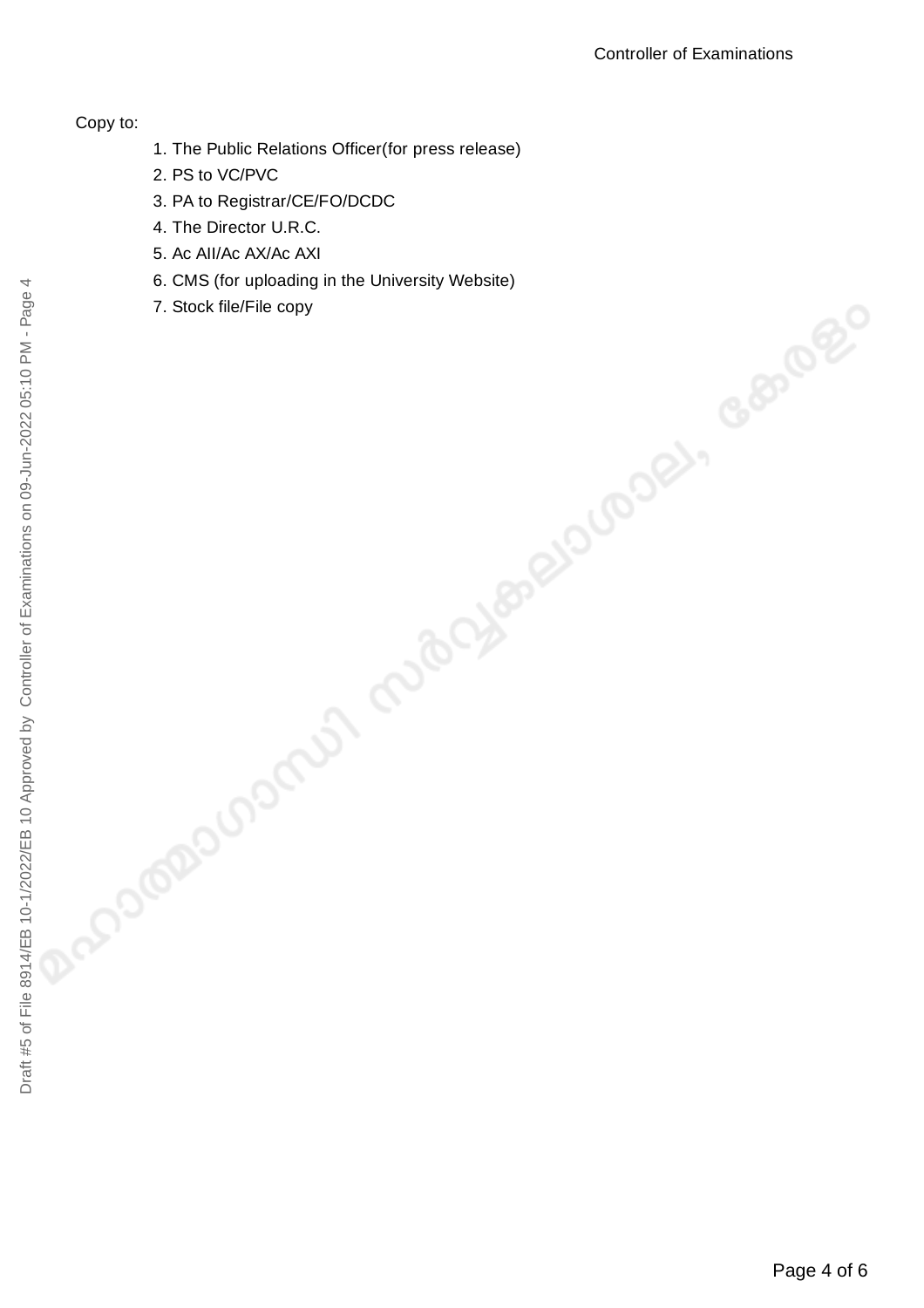Controller of Examinations

Copy to:

1. The Public Relations Officer(for press release)
2. PS to VC/PVC
3. PA to Registrar/CE/FO/DCDC
4. The Director U.R.C.
5. Ac AII/Ac AX/Ac AXI
6. CMS (for uploading in the University Website)
7. Stock file/File copy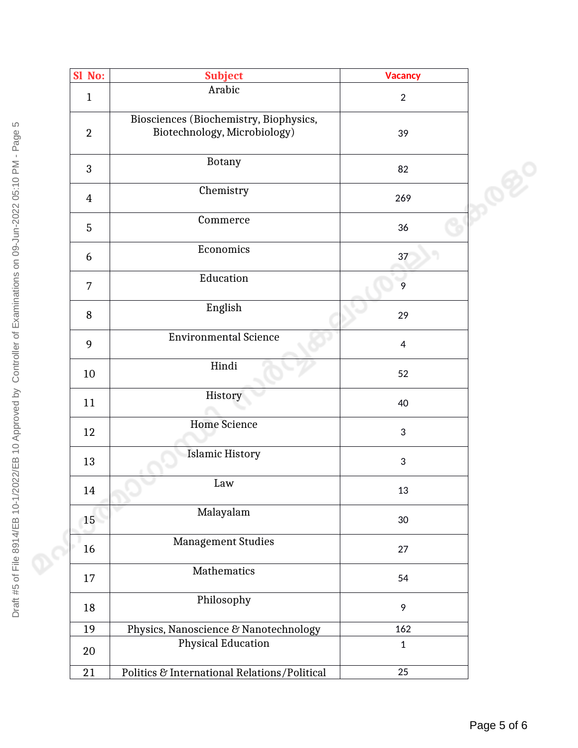| Sl No: | Subject | Vacancy |
|---|---|---|
| 1 | Arabic | 2 |
| 2 | Biosciences (Biochemistry, Biophysics, Biotechnology, Microbiology) | 39 |
| 3 | Botany | 82 |
| 4 | Chemistry | 269 |
| 5 | Commerce | 36 |
| 6 | Economics | 37 |
| 7 | Education | 9 |
| 8 | English | 29 |
| 9 | Environmental Science | 4 |
| 10 | Hindi | 52 |
| 11 | History | 40 |
| 12 | Home Science | 3 |
| 13 | Islamic History | 3 |
| 14 | Law | 13 |
| 15 | Malayalam | 30 |
| 16 | Management Studies | 27 |
| 17 | Mathematics | 54 |
| 18 | Philosophy | 9 |
| 19 | Physics, Nanoscience & Nanotechnology | 162 |
| 20 | Physical Education | 1 |
| 21 | Politics & International Relations/Political | 25 |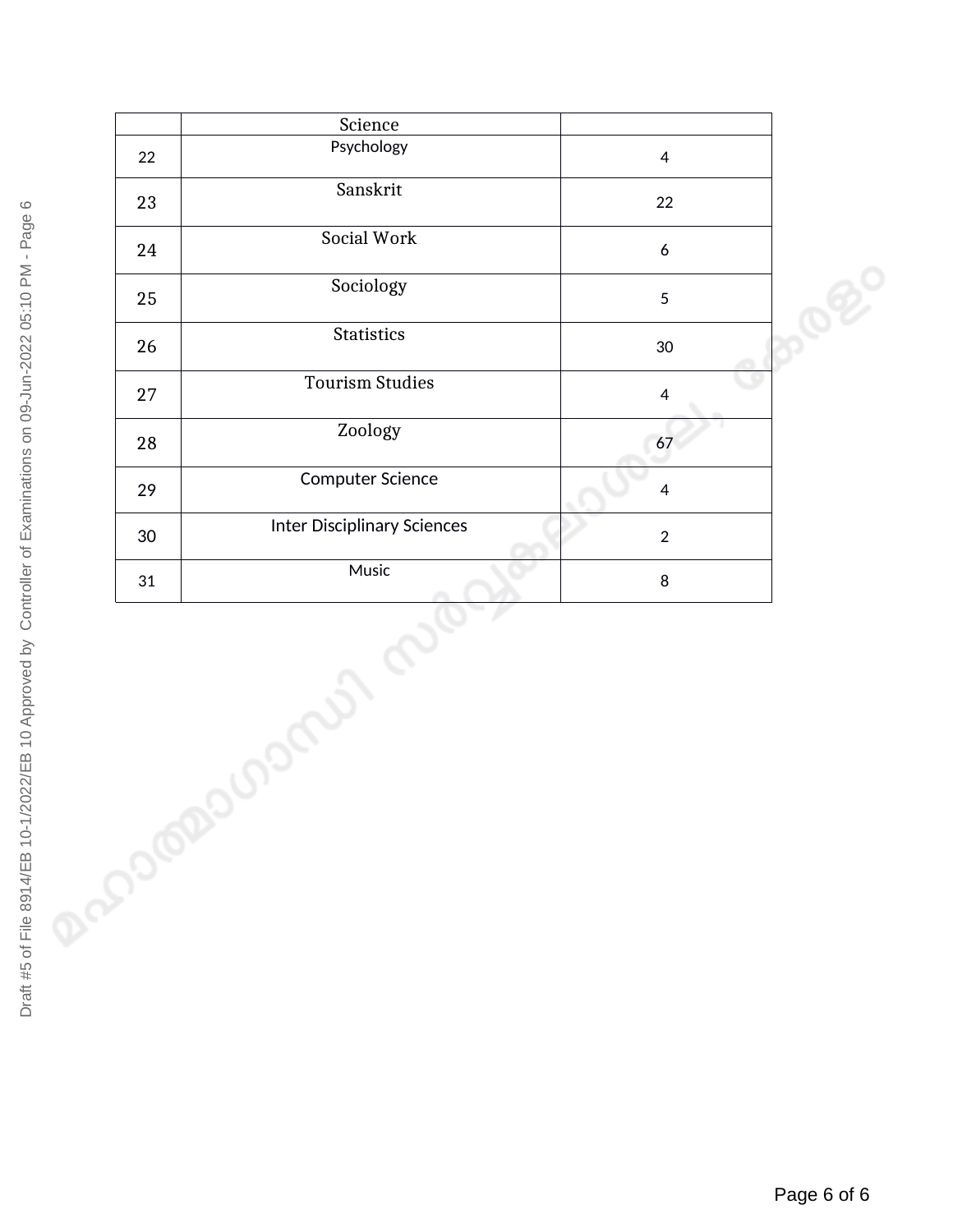| | | |
|---|---|---|
| | Science | |
| 22 | Psychology | 4 |
| 23 | Sanskrit | 22 |
| 24 | Social Work | 6 |
| 25 | Sociology | 5 |
| 26 | Statistics | 30 |
| 27 | Tourism Studies | 4 |
| 28 | Zoology | 67 |
| 29 | Computer Science | 4 |
| 30 | Inter Disciplinary Sciences | 2 |
| 31 | Music | 8 |